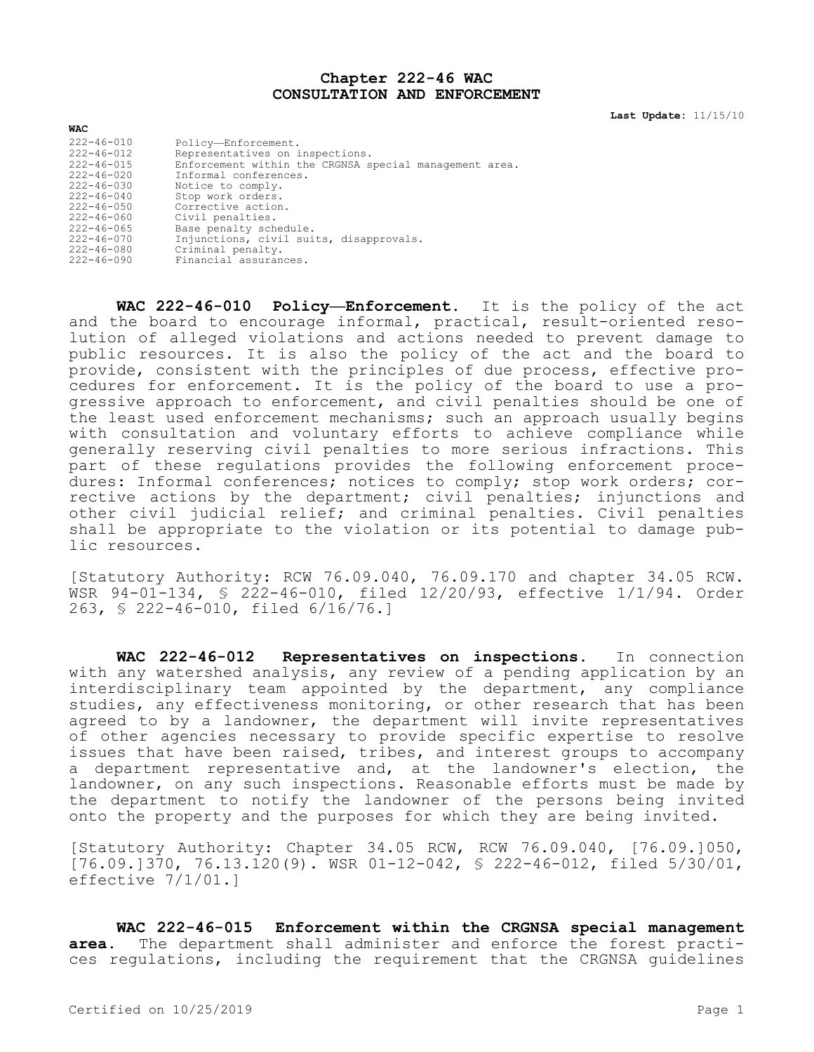# Chapter 222-46 WAC
# CONSULTATION AND ENFORCEMENT

**Last Update:** 11/15/10

| WAC | |
|---|---|
| 222-46-010 | Policy—Enforcement. |
| 222-46-012 | Representatives on inspections. |
| 222-46-015 | Enforcement within the CRGNSA special management area. |
| 222-46-020 | Informal conferences. |
| 222-46-030 | Notice to comply. |
| 222-46-040 | Stop work orders. |
| 222-46-050 | Corrective action. |
| 222-46-060 | Civil penalties. |
| 222-46-065 | Base penalty schedule. |
| 222-46-070 | Injunctions, civil suits, disapprovals. |
| 222-46-080 | Criminal penalty. |
| 222-46-090 | Financial assurances. |

**WAC 222-46-010 Policy—Enforcement.** It is the policy of the act and the board to encourage informal, practical, result-oriented resolution of alleged violations and actions needed to prevent damage to public resources. It is also the policy of the act and the board to provide, consistent with the principles of due process, effective procedures for enforcement. It is the policy of the board to use a progressive approach to enforcement, and civil penalties should be one of the least used enforcement mechanisms; such an approach usually begins with consultation and voluntary efforts to achieve compliance while generally reserving civil penalties to more serious infractions. This part of these regulations provides the following enforcement procedures: Informal conferences; notices to comply; stop work orders; corrective actions by the department; civil penalties; injunctions and other civil judicial relief; and criminal penalties. Civil penalties shall be appropriate to the violation or its potential to damage public resources.

[Statutory Authority: RCW 76.09.040, 76.09.170 and chapter 34.05 RCW. WSR 94-01-134, § 222-46-010, filed 12/20/93, effective 1/1/94. Order 263, § 222-46-010, filed 6/16/76.]

**WAC 222-46-012 Representatives on inspections.** In connection with any watershed analysis, any review of a pending application by an interdisciplinary team appointed by the department, any compliance studies, any effectiveness monitoring, or other research that has been agreed to by a landowner, the department will invite representatives of other agencies necessary to provide specific expertise to resolve issues that have been raised, tribes, and interest groups to accompany a department representative and, at the landowner's election, the landowner, on any such inspections. Reasonable efforts must be made by the department to notify the landowner of the persons being invited onto the property and the purposes for which they are being invited.

[Statutory Authority: Chapter 34.05 RCW, RCW 76.09.040, [76.09.]050, [76.09.]370, 76.13.120(9). WSR 01-12-042, § 222-46-012, filed 5/30/01, effective 7/1/01.]

**WAC 222-46-015 Enforcement within the CRGNSA special management area.** The department shall administer and enforce the forest practices regulations, including the requirement that the CRGNSA guidelines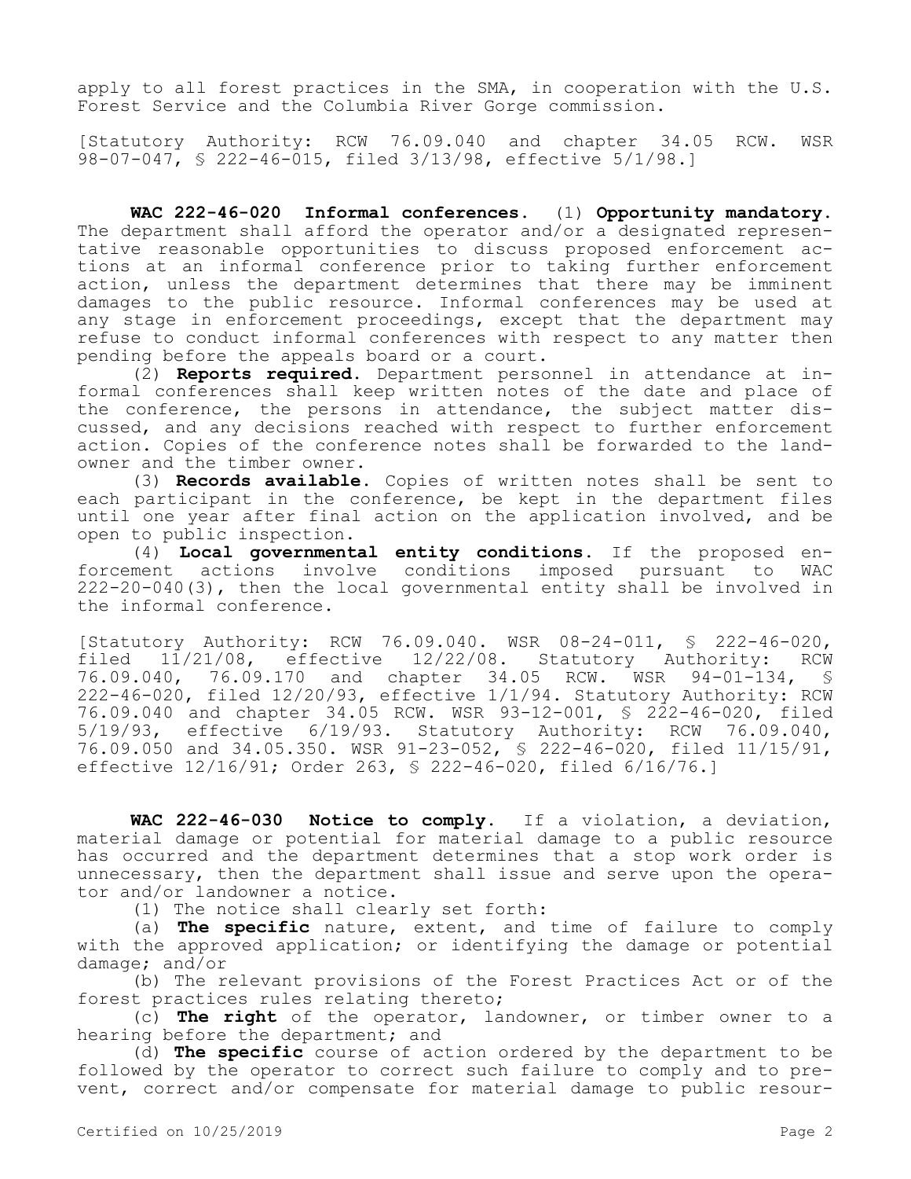apply to all forest practices in the SMA, in cooperation with the U.S. Forest Service and the Columbia River Gorge commission.

[Statutory Authority: RCW 76.09.040 and chapter 34.05 RCW. WSR 98-07-047, § 222-46-015, filed 3/13/98, effective 5/1/98.]

**WAC 222-46-020 Informal conferences.** (1) **Opportunity mandatory.** The department shall afford the operator and/or a designated representative reasonable opportunities to discuss proposed enforcement actions at an informal conference prior to taking further enforcement action, unless the department determines that there may be imminent damages to the public resource. Informal conferences may be used at any stage in enforcement proceedings, except that the department may refuse to conduct informal conferences with respect to any matter then pending before the appeals board or a court.

(2) **Reports required.** Department personnel in attendance at informal conferences shall keep written notes of the date and place of the conference, the persons in attendance, the subject matter discussed, and any decisions reached with respect to further enforcement action. Copies of the conference notes shall be forwarded to the landowner and the timber owner.

(3) **Records available.** Copies of written notes shall be sent to each participant in the conference, be kept in the department files until one year after final action on the application involved, and be open to public inspection.

(4) **Local governmental entity conditions.** If the proposed enforcement actions involve conditions imposed pursuant to WAC 222-20-040(3), then the local governmental entity shall be involved in the informal conference.

[Statutory Authority: RCW 76.09.040. WSR 08-24-011, § 222-46-020, filed 11/21/08, effective 12/22/08. Statutory Authority: RCW 76.09.040, 76.09.170 and chapter 34.05 RCW. WSR 94-01-134, § 222-46-020, filed 12/20/93, effective 1/1/94. Statutory Authority: RCW 76.09.040 and chapter 34.05 RCW. WSR 93-12-001, § 222-46-020, filed 5/19/93, effective 6/19/93. Statutory Authority: RCW 76.09.040, 76.09.050 and 34.05.350. WSR 91-23-052, § 222-46-020, filed 11/15/91, effective 12/16/91; Order 263, § 222-46-020, filed 6/16/76.]

**WAC 222-46-030 Notice to comply.** If a violation, a deviation, material damage or potential for material damage to a public resource has occurred and the department determines that a stop work order is unnecessary, then the department shall issue and serve upon the operator and/or landowner a notice.

(1) The notice shall clearly set forth:

(a) **The specific** nature, extent, and time of failure to comply with the approved application; or identifying the damage or potential damage; and/or

(b) The relevant provisions of the Forest Practices Act or of the forest practices rules relating thereto;

(c) **The right** of the operator, landowner, or timber owner to a hearing before the department; and

(d) **The specific** course of action ordered by the department to be followed by the operator to correct such failure to comply and to prevent, correct and/or compensate for material damage to public resour-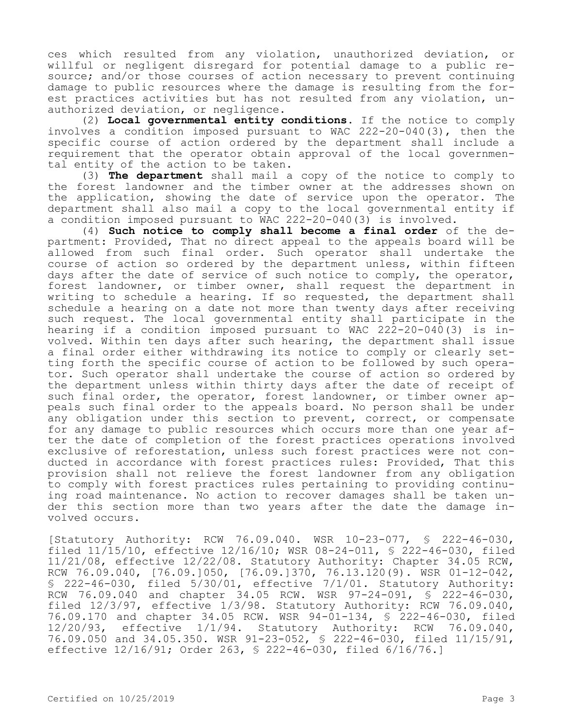ces which resulted from any violation, unauthorized deviation, or willful or negligent disregard for potential damage to a public resource; and/or those courses of action necessary to prevent continuing damage to public resources where the damage is resulting from the forest practices activities but has not resulted from any violation, unauthorized deviation, or negligence.

(2) **Local governmental entity conditions.** If the notice to comply involves a condition imposed pursuant to WAC 222-20-040(3), then the specific course of action ordered by the department shall include a requirement that the operator obtain approval of the local governmental entity of the action to be taken.

(3) **The department** shall mail a copy of the notice to comply to the forest landowner and the timber owner at the addresses shown on the application, showing the date of service upon the operator. The department shall also mail a copy to the local governmental entity if a condition imposed pursuant to WAC 222-20-040(3) is involved.

(4) **Such notice to comply shall become a final order** of the department: Provided, That no direct appeal to the appeals board will be allowed from such final order. Such operator shall undertake the course of action so ordered by the department unless, within fifteen days after the date of service of such notice to comply, the operator, forest landowner, or timber owner, shall request the department in writing to schedule a hearing. If so requested, the department shall schedule a hearing on a date not more than twenty days after receiving such request. The local governmental entity shall participate in the hearing if a condition imposed pursuant to WAC 222-20-040(3) is involved. Within ten days after such hearing, the department shall issue a final order either withdrawing its notice to comply or clearly setting forth the specific course of action to be followed by such operator. Such operator shall undertake the course of action so ordered by the department unless within thirty days after the date of receipt of such final order, the operator, forest landowner, or timber owner appeals such final order to the appeals board. No person shall be under any obligation under this section to prevent, correct, or compensate for any damage to public resources which occurs more than one year after the date of completion of the forest practices operations involved exclusive of reforestation, unless such forest practices were not conducted in accordance with forest practices rules: Provided, That this provision shall not relieve the forest landowner from any obligation to comply with forest practices rules pertaining to providing continuing road maintenance. No action to recover damages shall be taken under this section more than two years after the date the damage involved occurs.

[Statutory Authority: RCW 76.09.040. WSR 10-23-077, § 222-46-030, filed 11/15/10, effective 12/16/10; WSR 08-24-011, § 222-46-030, filed 11/21/08, effective 12/22/08. Statutory Authority: Chapter 34.05 RCW, RCW 76.09.040, [76.09.]050, [76.09.]370, 76.13.120(9). WSR 01-12-042, § 222-46-030, filed 5/30/01, effective 7/1/01. Statutory Authority: RCW 76.09.040 and chapter 34.05 RCW. WSR 97-24-091, § 222-46-030, filed 12/3/97, effective 1/3/98. Statutory Authority: RCW 76.09.040, 76.09.170 and chapter 34.05 RCW. WSR 94-01-134, § 222-46-030, filed 12/20/93, effective 1/1/94. Statutory Authority: RCW 76.09.040, 76.09.050 and 34.05.350. WSR 91-23-052, § 222-46-030, filed 11/15/91, effective 12/16/91; Order 263, § 222-46-030, filed 6/16/76.]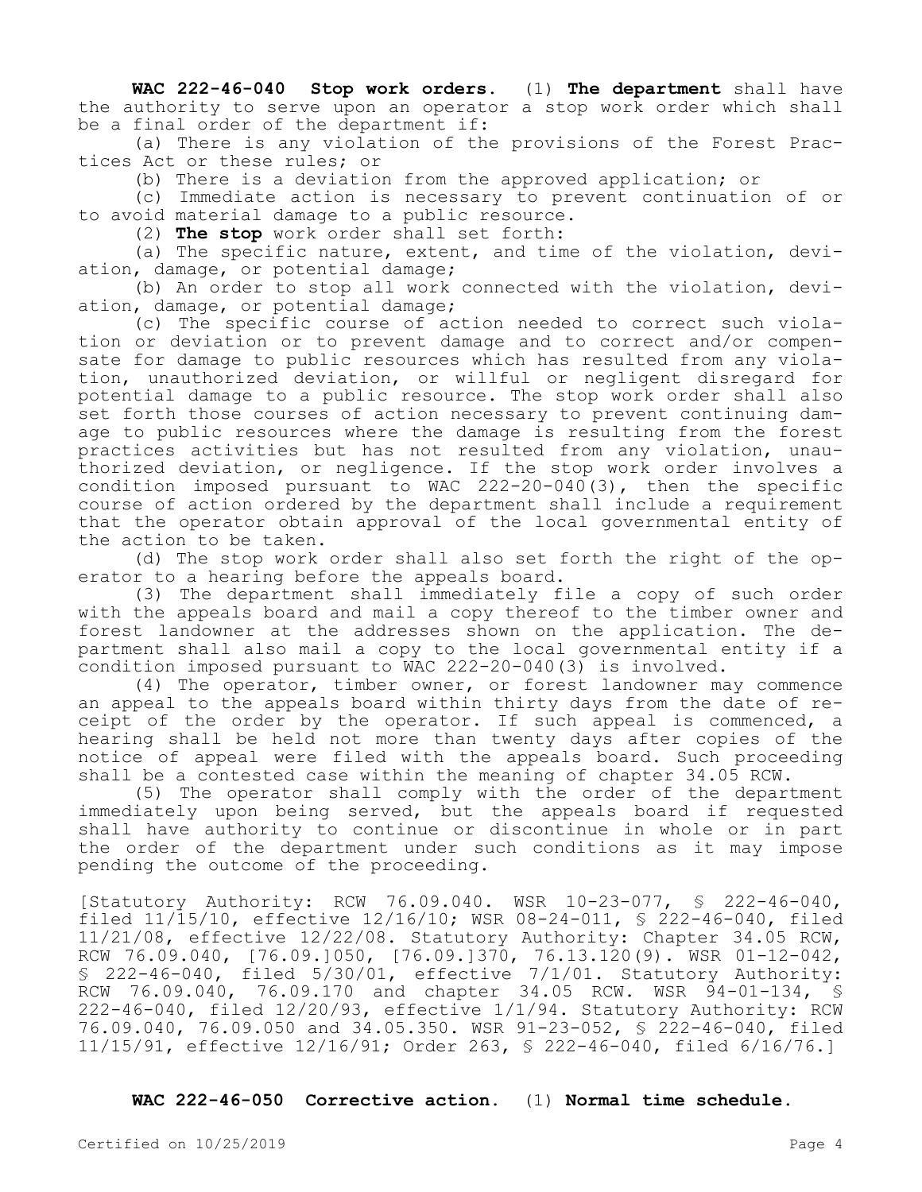**WAC 222-46-040 Stop work orders.** (1) **The department** shall have the authority to serve upon an operator a stop work order which shall be a final order of the department if:

(a) There is any violation of the provisions of the Forest Practices Act or these rules; or

(b) There is a deviation from the approved application; or

(c) Immediate action is necessary to prevent continuation of or to avoid material damage to a public resource.

(2) **The stop** work order shall set forth:

(a) The specific nature, extent, and time of the violation, deviation, damage, or potential damage;

(b) An order to stop all work connected with the violation, deviation, damage, or potential damage;

(c) The specific course of action needed to correct such violation or deviation or to prevent damage and to correct and/or compensate for damage to public resources which has resulted from any violation, unauthorized deviation, or willful or negligent disregard for potential damage to a public resource. The stop work order shall also set forth those courses of action necessary to prevent continuing damage to public resources where the damage is resulting from the forest practices activities but has not resulted from any violation, unauthorized deviation, or negligence. If the stop work order involves a condition imposed pursuant to WAC 222-20-040(3), then the specific course of action ordered by the department shall include a requirement that the operator obtain approval of the local governmental entity of the action to be taken.

(d) The stop work order shall also set forth the right of the operator to a hearing before the appeals board.

(3) The department shall immediately file a copy of such order with the appeals board and mail a copy thereof to the timber owner and forest landowner at the addresses shown on the application. The department shall also mail a copy to the local governmental entity if a condition imposed pursuant to WAC 222-20-040(3) is involved.

(4) The operator, timber owner, or forest landowner may commence an appeal to the appeals board within thirty days from the date of receipt of the order by the operator. If such appeal is commenced, a hearing shall be held not more than twenty days after copies of the notice of appeal were filed with the appeals board. Such proceeding shall be a contested case within the meaning of chapter 34.05 RCW.

(5) The operator shall comply with the order of the department immediately upon being served, but the appeals board if requested shall have authority to continue or discontinue in whole or in part the order of the department under such conditions as it may impose pending the outcome of the proceeding.

[Statutory Authority: RCW 76.09.040. WSR 10-23-077, § 222-46-040, filed 11/15/10, effective 12/16/10; WSR 08-24-011, § 222-46-040, filed 11/21/08, effective 12/22/08. Statutory Authority: Chapter 34.05 RCW, RCW 76.09.040, [76.09.]050, [76.09.]370, 76.13.120(9). WSR 01-12-042, § 222-46-040, filed 5/30/01, effective 7/1/01. Statutory Authority: RCW 76.09.040, 76.09.170 and chapter 34.05 RCW. WSR 94-01-134, § 222-46-040, filed 12/20/93, effective 1/1/94. Statutory Authority: RCW 76.09.040, 76.09.050 and 34.05.350. WSR 91-23-052, § 222-46-040, filed 11/15/91, effective 12/16/91; Order 263, § 222-46-040, filed 6/16/76.]

**WAC 222-46-050 Corrective action.** (1) **Normal time schedule.**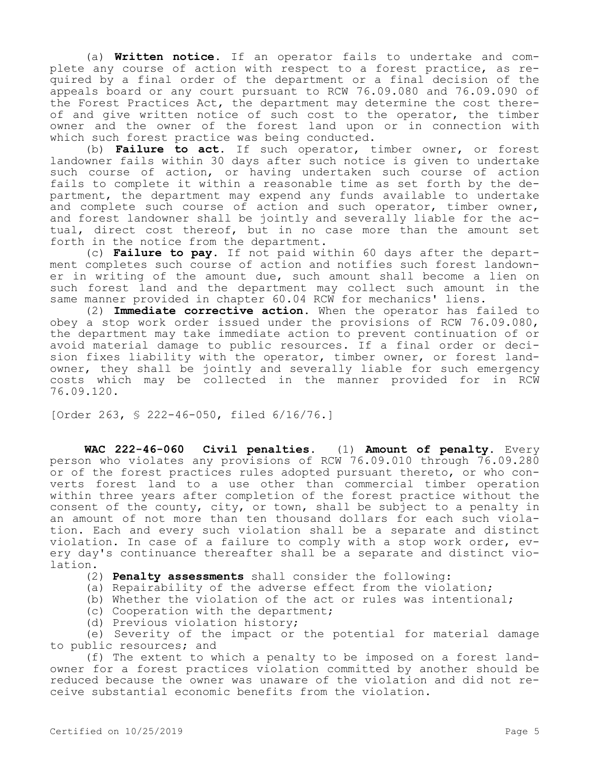(a) **Written notice.** If an operator fails to undertake and complete any course of action with respect to a forest practice, as required by a final order of the department or a final decision of the appeals board or any court pursuant to RCW 76.09.080 and 76.09.090 of the Forest Practices Act, the department may determine the cost thereof and give written notice of such cost to the operator, the timber owner and the owner of the forest land upon or in connection with which such forest practice was being conducted.

(b) **Failure to act.** If such operator, timber owner, or forest landowner fails within 30 days after such notice is given to undertake such course of action, or having undertaken such course of action fails to complete it within a reasonable time as set forth by the department, the department may expend any funds available to undertake and complete such course of action and such operator, timber owner, and forest landowner shall be jointly and severally liable for the actual, direct cost thereof, but in no case more than the amount set forth in the notice from the department.

(c) **Failure to pay.** If not paid within 60 days after the department completes such course of action and notifies such forest landowner in writing of the amount due, such amount shall become a lien on such forest land and the department may collect such amount in the same manner provided in chapter 60.04 RCW for mechanics' liens.

(2) **Immediate corrective action.** When the operator has failed to obey a stop work order issued under the provisions of RCW 76.09.080, the department may take immediate action to prevent continuation of or avoid material damage to public resources. If a final order or decision fixes liability with the operator, timber owner, or forest landowner, they shall be jointly and severally liable for such emergency costs which may be collected in the manner provided for in RCW 76.09.120.

[Order 263, § 222-46-050, filed 6/16/76.]

**WAC 222-46-060 Civil penalties.** (1) **Amount of penalty.** Every person who violates any provisions of RCW 76.09.010 through 76.09.280 or of the forest practices rules adopted pursuant thereto, or who converts forest land to a use other than commercial timber operation within three years after completion of the forest practice without the consent of the county, city, or town, shall be subject to a penalty in an amount of not more than ten thousand dollars for each such violation. Each and every such violation shall be a separate and distinct violation. In case of a failure to comply with a stop work order, every day's continuance thereafter shall be a separate and distinct violation.

(2) **Penalty assessments** shall consider the following:

(a) Repairability of the adverse effect from the violation;

(b) Whether the violation of the act or rules was intentional;

(c) Cooperation with the department;

(d) Previous violation history;

(e) Severity of the impact or the potential for material damage to public resources; and

(f) The extent to which a penalty to be imposed on a forest landowner for a forest practices violation committed by another should be reduced because the owner was unaware of the violation and did not receive substantial economic benefits from the violation.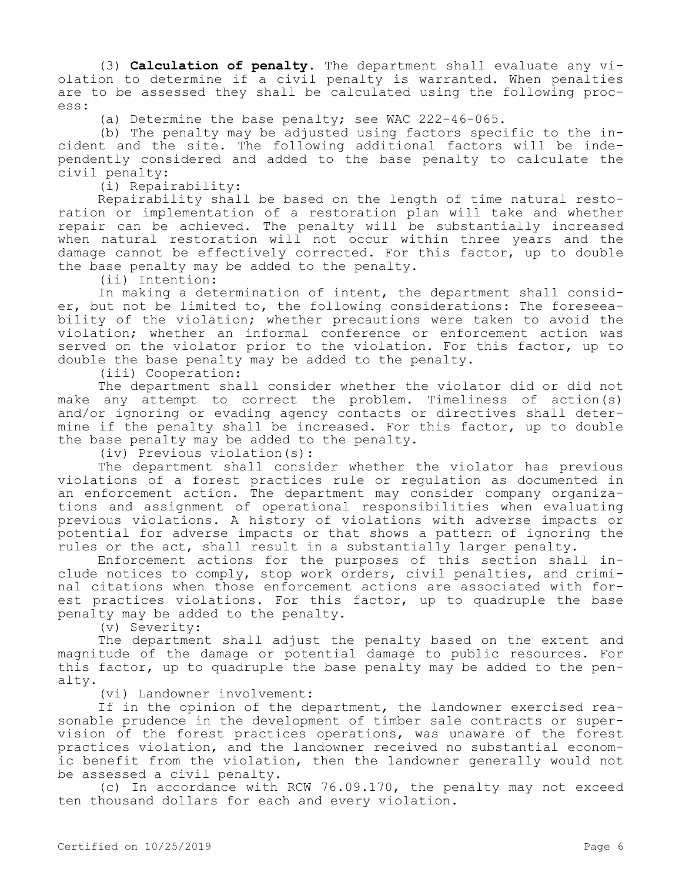(3) **Calculation of penalty.** The department shall evaluate any violation to determine if a civil penalty is warranted. When penalties are to be assessed they shall be calculated using the following process:

(a) Determine the base penalty; see WAC 222-46-065.

(b) The penalty may be adjusted using factors specific to the incident and the site. The following additional factors will be independently considered and added to the base penalty to calculate the civil penalty:

(i) Repairability:

Repairability shall be based on the length of time natural restoration or implementation of a restoration plan will take and whether repair can be achieved. The penalty will be substantially increased when natural restoration will not occur within three years and the damage cannot be effectively corrected. For this factor, up to double the base penalty may be added to the penalty.

(ii) Intention:

In making a determination of intent, the department shall consider, but not be limited to, the following considerations: The foreseeability of the violation; whether precautions were taken to avoid the violation; whether an informal conference or enforcement action was served on the violator prior to the violation. For this factor, up to double the base penalty may be added to the penalty.

(iii) Cooperation:

The department shall consider whether the violator did or did not make any attempt to correct the problem. Timeliness of action(s) and/or ignoring or evading agency contacts or directives shall determine if the penalty shall be increased. For this factor, up to double the base penalty may be added to the penalty.

(iv) Previous violation(s):

The department shall consider whether the violator has previous violations of a forest practices rule or regulation as documented in an enforcement action. The department may consider company organizations and assignment of operational responsibilities when evaluating previous violations. A history of violations with adverse impacts or potential for adverse impacts or that shows a pattern of ignoring the rules or the act, shall result in a substantially larger penalty.

Enforcement actions for the purposes of this section shall include notices to comply, stop work orders, civil penalties, and criminal citations when those enforcement actions are associated with forest practices violations. For this factor, up to quadruple the base penalty may be added to the penalty.

(v) Severity:

The department shall adjust the penalty based on the extent and magnitude of the damage or potential damage to public resources. For this factor, up to quadruple the base penalty may be added to the penalty.

(vi) Landowner involvement:

If in the opinion of the department, the landowner exercised reasonable prudence in the development of timber sale contracts or supervision of the forest practices operations, was unaware of the forest practices violation, and the landowner received no substantial economic benefit from the violation, then the landowner generally would not be assessed a civil penalty.

(c) In accordance with RCW 76.09.170, the penalty may not exceed ten thousand dollars for each and every violation.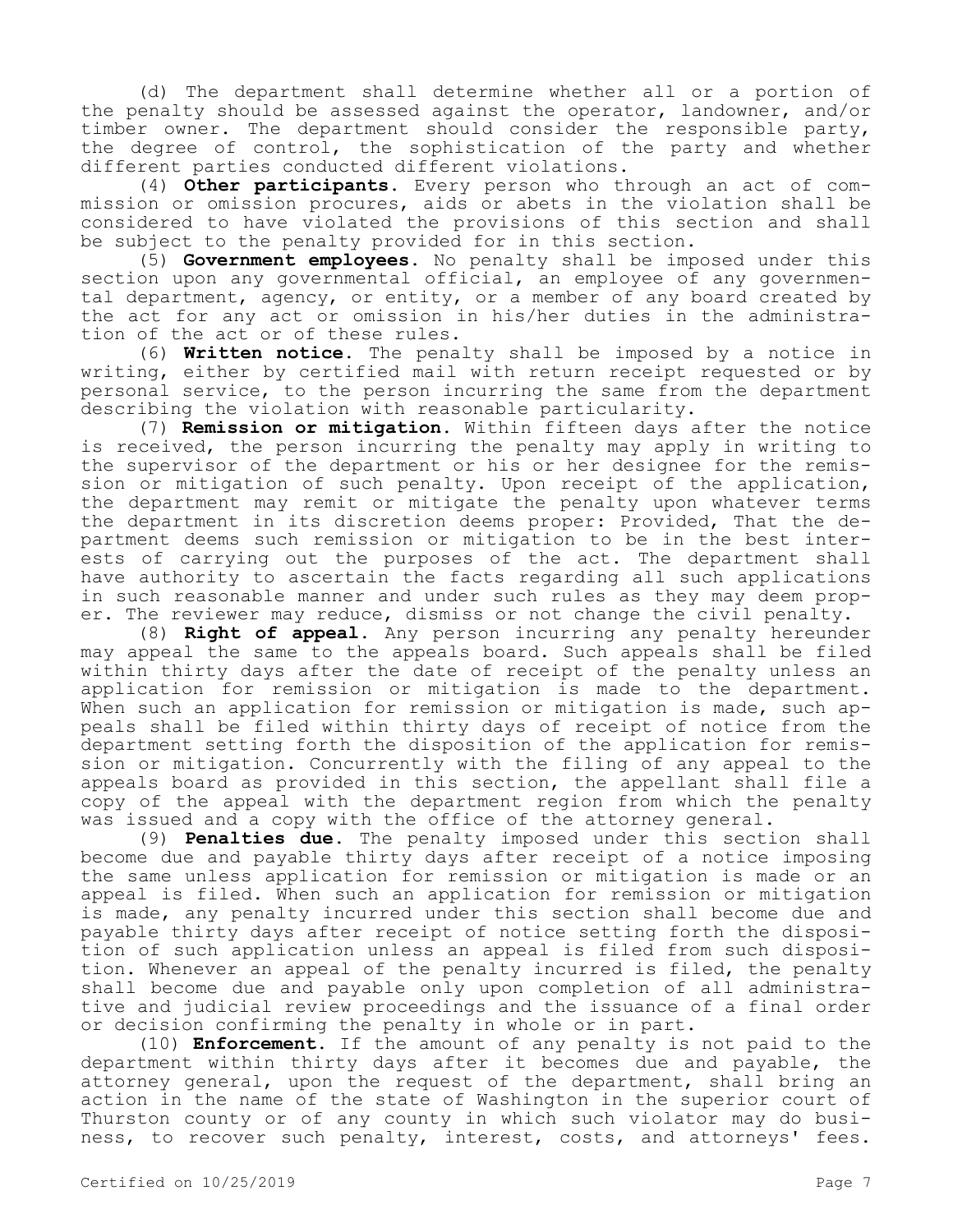(d) The department shall determine whether all or a portion of the penalty should be assessed against the operator, landowner, and/or timber owner. The department should consider the responsible party, the degree of control, the sophistication of the party and whether different parties conducted different violations.

(4) **Other participants.** Every person who through an act of commission or omission procures, aids or abets in the violation shall be considered to have violated the provisions of this section and shall be subject to the penalty provided for in this section.

(5) **Government employees.** No penalty shall be imposed under this section upon any governmental official, an employee of any governmental department, agency, or entity, or a member of any board created by the act for any act or omission in his/her duties in the administration of the act or of these rules.

(6) **Written notice.** The penalty shall be imposed by a notice in writing, either by certified mail with return receipt requested or by personal service, to the person incurring the same from the department describing the violation with reasonable particularity.

(7) **Remission or mitigation.** Within fifteen days after the notice is received, the person incurring the penalty may apply in writing to the supervisor of the department or his or her designee for the remission or mitigation of such penalty. Upon receipt of the application, the department may remit or mitigate the penalty upon whatever terms the department in its discretion deems proper: Provided, That the department deems such remission or mitigation to be in the best interests of carrying out the purposes of the act. The department shall have authority to ascertain the facts regarding all such applications in such reasonable manner and under such rules as they may deem proper. The reviewer may reduce, dismiss or not change the civil penalty.

(8) **Right of appeal.** Any person incurring any penalty hereunder may appeal the same to the appeals board. Such appeals shall be filed within thirty days after the date of receipt of the penalty unless an application for remission or mitigation is made to the department. When such an application for remission or mitigation is made, such appeals shall be filed within thirty days of receipt of notice from the department setting forth the disposition of the application for remission or mitigation. Concurrently with the filing of any appeal to the appeals board as provided in this section, the appellant shall file a copy of the appeal with the department region from which the penalty was issued and a copy with the office of the attorney general.

(9) **Penalties due.** The penalty imposed under this section shall become due and payable thirty days after receipt of a notice imposing the same unless application for remission or mitigation is made or an appeal is filed. When such an application for remission or mitigation is made, any penalty incurred under this section shall become due and payable thirty days after receipt of notice setting forth the disposition of such application unless an appeal is filed from such disposition. Whenever an appeal of the penalty incurred is filed, the penalty shall become due and payable only upon completion of all administrative and judicial review proceedings and the issuance of a final order or decision confirming the penalty in whole or in part.

(10) **Enforcement.** If the amount of any penalty is not paid to the department within thirty days after it becomes due and payable, the attorney general, upon the request of the department, shall bring an action in the name of the state of Washington in the superior court of Thurston county or of any county in which such violator may do business, to recover such penalty, interest, costs, and attorneys' fees.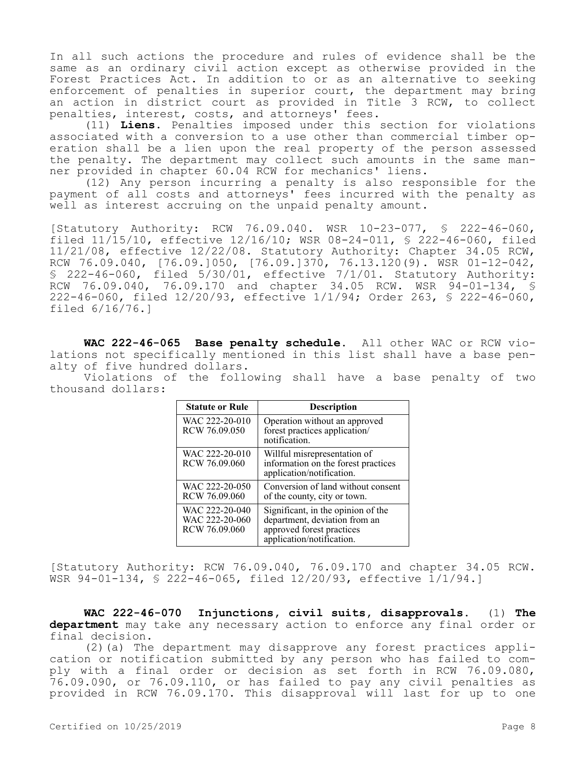In all such actions the procedure and rules of evidence shall be the same as an ordinary civil action except as otherwise provided in the Forest Practices Act. In addition to or as an alternative to seeking enforcement of penalties in superior court, the department may bring an action in district court as provided in Title 3 RCW, to collect penalties, interest, costs, and attorneys' fees.

(11) **Liens.** Penalties imposed under this section for violations associated with a conversion to a use other than commercial timber operation shall be a lien upon the real property of the person assessed the penalty. The department may collect such amounts in the same manner provided in chapter 60.04 RCW for mechanics' liens.

(12) Any person incurring a penalty is also responsible for the payment of all costs and attorneys' fees incurred with the penalty as well as interest accruing on the unpaid penalty amount.

[Statutory Authority: RCW 76.09.040. WSR 10-23-077, § 222-46-060, filed 11/15/10, effective 12/16/10; WSR 08-24-011, § 222-46-060, filed 11/21/08, effective 12/22/08. Statutory Authority: Chapter 34.05 RCW, RCW 76.09.040, [76.09.]050, [76.09.]370, 76.13.120(9). WSR 01-12-042, § 222-46-060, filed 5/30/01, effective 7/1/01. Statutory Authority: RCW 76.09.040, 76.09.170 and chapter 34.05 RCW. WSR 94-01-134, § 222-46-060, filed 12/20/93, effective 1/1/94; Order 263, § 222-46-060, filed 6/16/76.]

**WAC 222-46-065 Base penalty schedule.** All other WAC or RCW violations not specifically mentioned in this list shall have a base penalty of five hundred dollars.

Violations of the following shall have a base penalty of two thousand dollars:

| Statute or Rule | Description |
| --- | --- |
| WAC 222-20-010 RCW 76.09.050 | Operation without an approved forest practices application/notification. |
| WAC 222-20-010 RCW 76.09.060 | Willful misrepresentation of information on the forest practices application/notification. |
| WAC 222-20-050 RCW 76.09.060 | Conversion of land without consent of the county, city or town. |
| WAC 222-20-040 WAC 222-20-060 RCW 76.09.060 | Significant, in the opinion of the department, deviation from an approved forest practices application/notification. |

[Statutory Authority: RCW 76.09.040, 76.09.170 and chapter 34.05 RCW. WSR 94-01-134, § 222-46-065, filed 12/20/93, effective 1/1/94.]

**WAC 222-46-070 Injunctions, civil suits, disapprovals.** (1) **The department** may take any necessary action to enforce any final order or final decision.

(2)(a) The department may disapprove any forest practices application or notification submitted by any person who has failed to comply with a final order or decision as set forth in RCW 76.09.080, 76.09.090, or 76.09.110, or has failed to pay any civil penalties as provided in RCW 76.09.170. This disapproval will last for up to one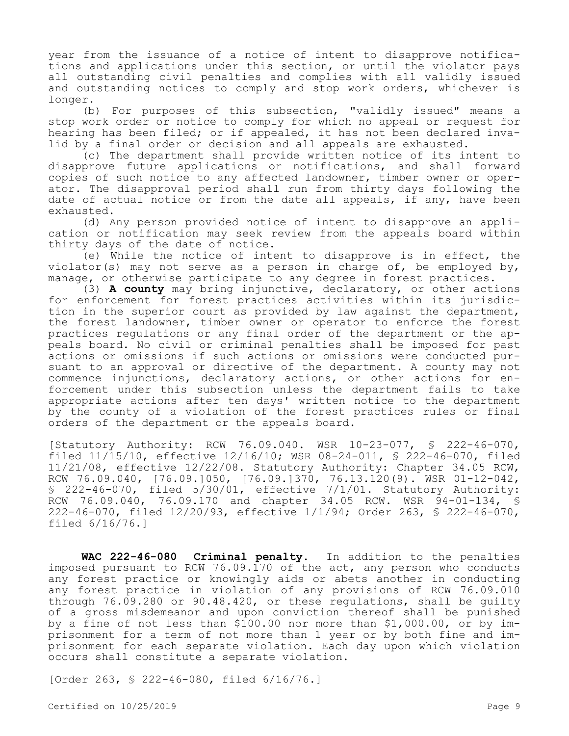year from the issuance of a notice of intent to disapprove notifications and applications under this section, or until the violator pays all outstanding civil penalties and complies with all validly issued and outstanding notices to comply and stop work orders, whichever is longer.

(b) For purposes of this subsection, "validly issued" means a stop work order or notice to comply for which no appeal or request for hearing has been filed; or if appealed, it has not been declared invalid by a final order or decision and all appeals are exhausted.

(c) The department shall provide written notice of its intent to disapprove future applications or notifications, and shall forward copies of such notice to any affected landowner, timber owner or operator. The disapproval period shall run from thirty days following the date of actual notice or from the date all appeals, if any, have been exhausted.

(d) Any person provided notice of intent to disapprove an application or notification may seek review from the appeals board within thirty days of the date of notice.

(e) While the notice of intent to disapprove is in effect, the violator(s) may not serve as a person in charge of, be employed by, manage, or otherwise participate to any degree in forest practices.

(3) **A county** may bring injunctive, declaratory, or other actions for enforcement for forest practices activities within its jurisdiction in the superior court as provided by law against the department, the forest landowner, timber owner or operator to enforce the forest practices regulations or any final order of the department or the appeals board. No civil or criminal penalties shall be imposed for past actions or omissions if such actions or omissions were conducted pursuant to an approval or directive of the department. A county may not commence injunctions, declaratory actions, or other actions for enforcement under this subsection unless the department fails to take appropriate actions after ten days' written notice to the department by the county of a violation of the forest practices rules or final orders of the department or the appeals board.

[Statutory Authority: RCW 76.09.040. WSR 10-23-077, § 222-46-070, filed 11/15/10, effective 12/16/10; WSR 08-24-011, § 222-46-070, filed 11/21/08, effective 12/22/08. Statutory Authority: Chapter 34.05 RCW, RCW 76.09.040, [76.09.]050, [76.09.]370, 76.13.120(9). WSR 01-12-042, § 222-46-070, filed 5/30/01, effective 7/1/01. Statutory Authority: RCW 76.09.040, 76.09.170 and chapter 34.05 RCW. WSR 94-01-134, § 222-46-070, filed 12/20/93, effective 1/1/94; Order 263, § 222-46-070, filed 6/16/76.]

**WAC 222-46-080 Criminal penalty.** In addition to the penalties imposed pursuant to RCW 76.09.170 of the act, any person who conducts any forest practice or knowingly aids or abets another in conducting any forest practice in violation of any provisions of RCW 76.09.010 through 76.09.280 or 90.48.420, or these regulations, shall be guilty of a gross misdemeanor and upon conviction thereof shall be punished by a fine of not less than $100.00 nor more than $1,000.00, or by imprisonment for a term of not more than 1 year or by both fine and imprisonment for each separate violation. Each day upon which violation occurs shall constitute a separate violation.

[Order 263, § 222-46-080, filed 6/16/76.]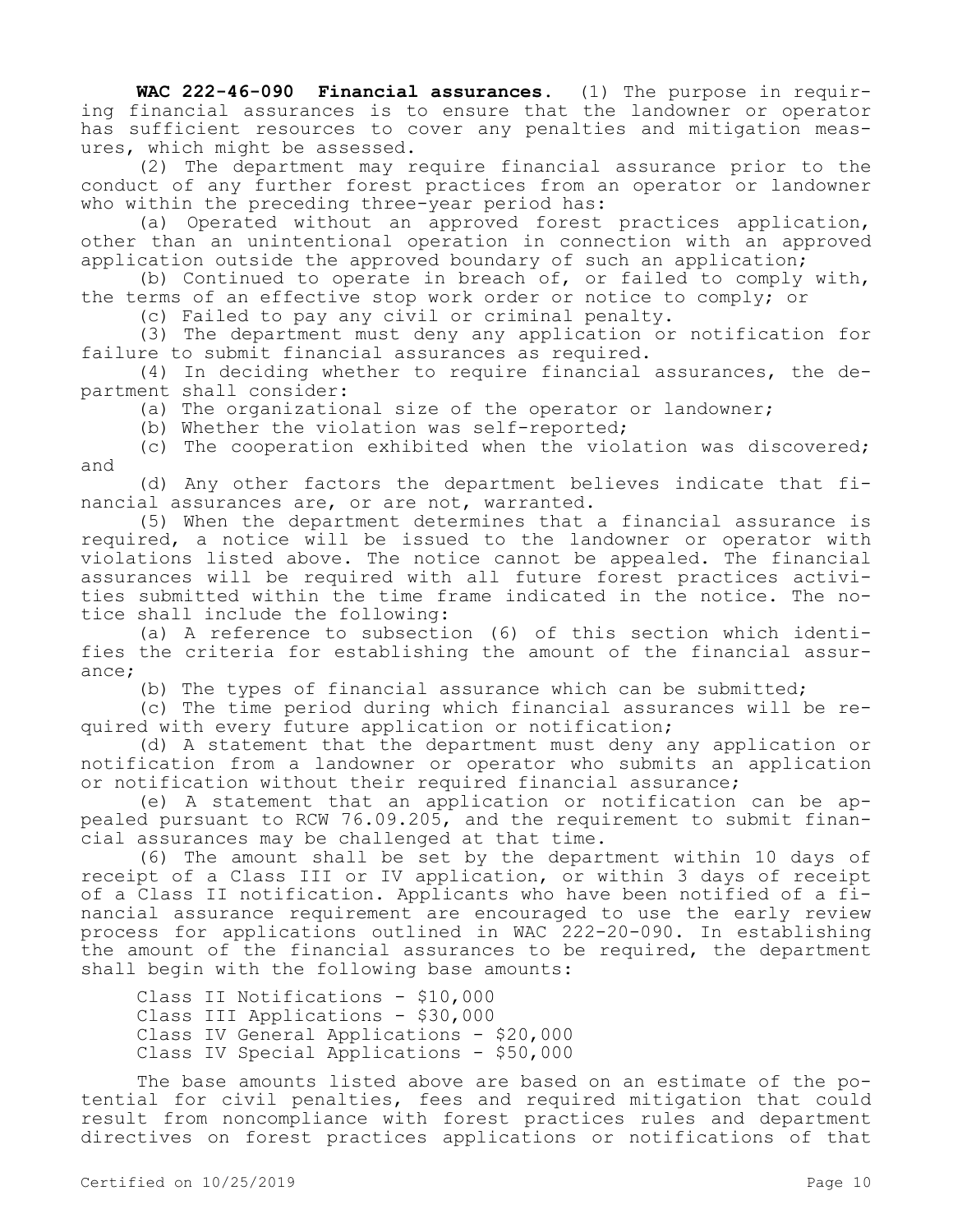**WAC 222-46-090 Financial assurances.** (1) The purpose in requiring financial assurances is to ensure that the landowner or operator has sufficient resources to cover any penalties and mitigation measures, which might be assessed.

(2) The department may require financial assurance prior to the conduct of any further forest practices from an operator or landowner who within the preceding three-year period has:

(a) Operated without an approved forest practices application, other than an unintentional operation in connection with an approved application outside the approved boundary of such an application;

(b) Continued to operate in breach of, or failed to comply with, the terms of an effective stop work order or notice to comply; or

(c) Failed to pay any civil or criminal penalty.

(3) The department must deny any application or notification for failure to submit financial assurances as required.

(4) In deciding whether to require financial assurances, the department shall consider:

(a) The organizational size of the operator or landowner;

(b) Whether the violation was self-reported;

(c) The cooperation exhibited when the violation was discovered; and

(d) Any other factors the department believes indicate that financial assurances are, or are not, warranted.

(5) When the department determines that a financial assurance is required, a notice will be issued to the landowner or operator with violations listed above. The notice cannot be appealed. The financial assurances will be required with all future forest practices activities submitted within the time frame indicated in the notice. The notice shall include the following:

(a) A reference to subsection (6) of this section which identifies the criteria for establishing the amount of the financial assurance;

(b) The types of financial assurance which can be submitted;

(c) The time period during which financial assurances will be required with every future application or notification;

(d) A statement that the department must deny any application or notification from a landowner or operator who submits an application or notification without their required financial assurance;

(e) A statement that an application or notification can be appealed pursuant to RCW 76.09.205, and the requirement to submit financial assurances may be challenged at that time.

(6) The amount shall be set by the department within 10 days of receipt of a Class III or IV application, or within 3 days of receipt of a Class II notification. Applicants who have been notified of a financial assurance requirement are encouraged to use the early review process for applications outlined in WAC 222-20-090. In establishing the amount of the financial assurances to be required, the department shall begin with the following base amounts:

Class II Notifications - $10,000
Class III Applications - $30,000
Class IV General Applications - $20,000
Class IV Special Applications - $50,000

The base amounts listed above are based on an estimate of the potential for civil penalties, fees and required mitigation that could result from noncompliance with forest practices rules and department directives on forest practices applications or notifications of that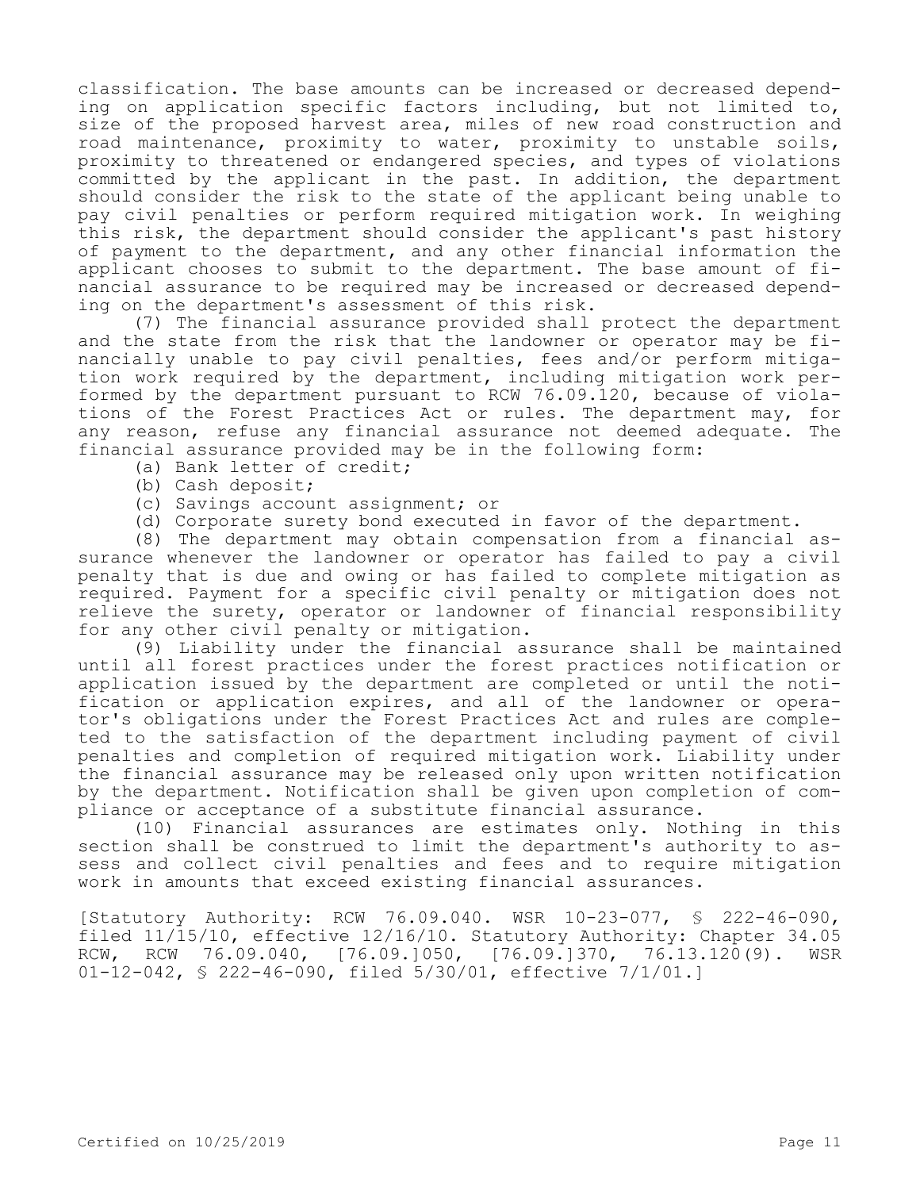classification. The base amounts can be increased or decreased depending on application specific factors including, but not limited to, size of the proposed harvest area, miles of new road construction and road maintenance, proximity to water, proximity to unstable soils, proximity to threatened or endangered species, and types of violations committed by the applicant in the past. In addition, the department should consider the risk to the state of the applicant being unable to pay civil penalties or perform required mitigation work. In weighing this risk, the department should consider the applicant's past history of payment to the department, and any other financial information the applicant chooses to submit to the department. The base amount of financial assurance to be required may be increased or decreased depending on the department's assessment of this risk.

(7) The financial assurance provided shall protect the department and the state from the risk that the landowner or operator may be financially unable to pay civil penalties, fees and/or perform mitigation work required by the department, including mitigation work performed by the department pursuant to RCW 76.09.120, because of violations of the Forest Practices Act or rules. The department may, for any reason, refuse any financial assurance not deemed adequate. The financial assurance provided may be in the following form:

(a) Bank letter of credit;

(b) Cash deposit;

(c) Savings account assignment; or

(d) Corporate surety bond executed in favor of the department.

(8) The department may obtain compensation from a financial assurance whenever the landowner or operator has failed to pay a civil penalty that is due and owing or has failed to complete mitigation as required. Payment for a specific civil penalty or mitigation does not relieve the surety, operator or landowner of financial responsibility for any other civil penalty or mitigation.

(9) Liability under the financial assurance shall be maintained until all forest practices under the forest practices notification or application issued by the department are completed or until the notification or application expires, and all of the landowner or operator's obligations under the Forest Practices Act and rules are completed to the satisfaction of the department including payment of civil penalties and completion of required mitigation work. Liability under the financial assurance may be released only upon written notification by the department. Notification shall be given upon completion of compliance or acceptance of a substitute financial assurance.

(10) Financial assurances are estimates only. Nothing in this section shall be construed to limit the department's authority to assess and collect civil penalties and fees and to require mitigation work in amounts that exceed existing financial assurances.

[Statutory Authority: RCW 76.09.040. WSR 10-23-077, § 222-46-090, filed 11/15/10, effective 12/16/10. Statutory Authority: Chapter 34.05 RCW, RCW 76.09.040, [76.09.]050, [76.09.]370, 76.13.120(9). WSR 01-12-042, § 222-46-090, filed 5/30/01, effective 7/1/01.]